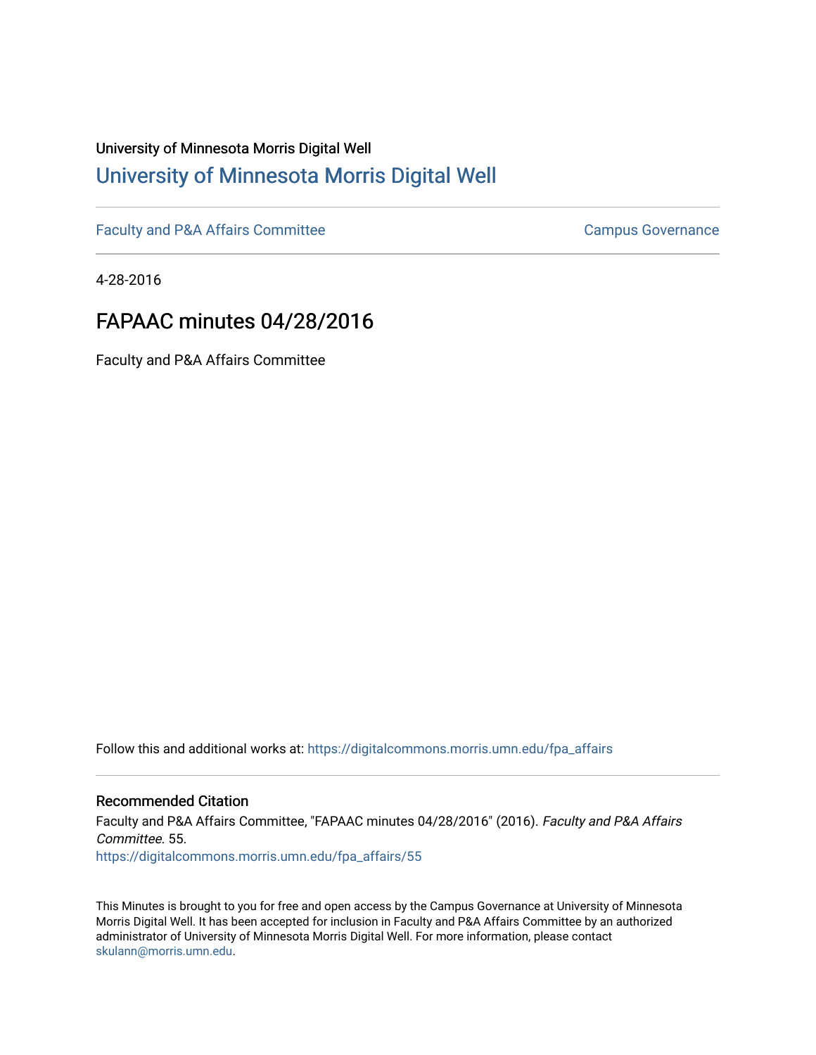University of Minnesota Morris Digital Well

## University of Minnesota Morris Digital Well

Faculty and P&A Affairs Committee

Campus Governance

4-28-2016

# FAPAAC minutes 04/28/2016

Faculty and P&A Affairs Committee

Follow this and additional works at: https://digitalcommons.morris.umn.edu/fpa_affairs

### Recommended Citation

Faculty and P&A Affairs Committee, "FAPAAC minutes 04/28/2016" (2016). *Faculty and P&A Affairs Committee*. 55.
https://digitalcommons.morris.umn.edu/fpa_affairs/55

This Minutes is brought to you for free and open access by the Campus Governance at University of Minnesota Morris Digital Well. It has been accepted for inclusion in Faculty and P&A Affairs Committee by an authorized administrator of University of Minnesota Morris Digital Well. For more information, please contact skulann@morris.umn.edu.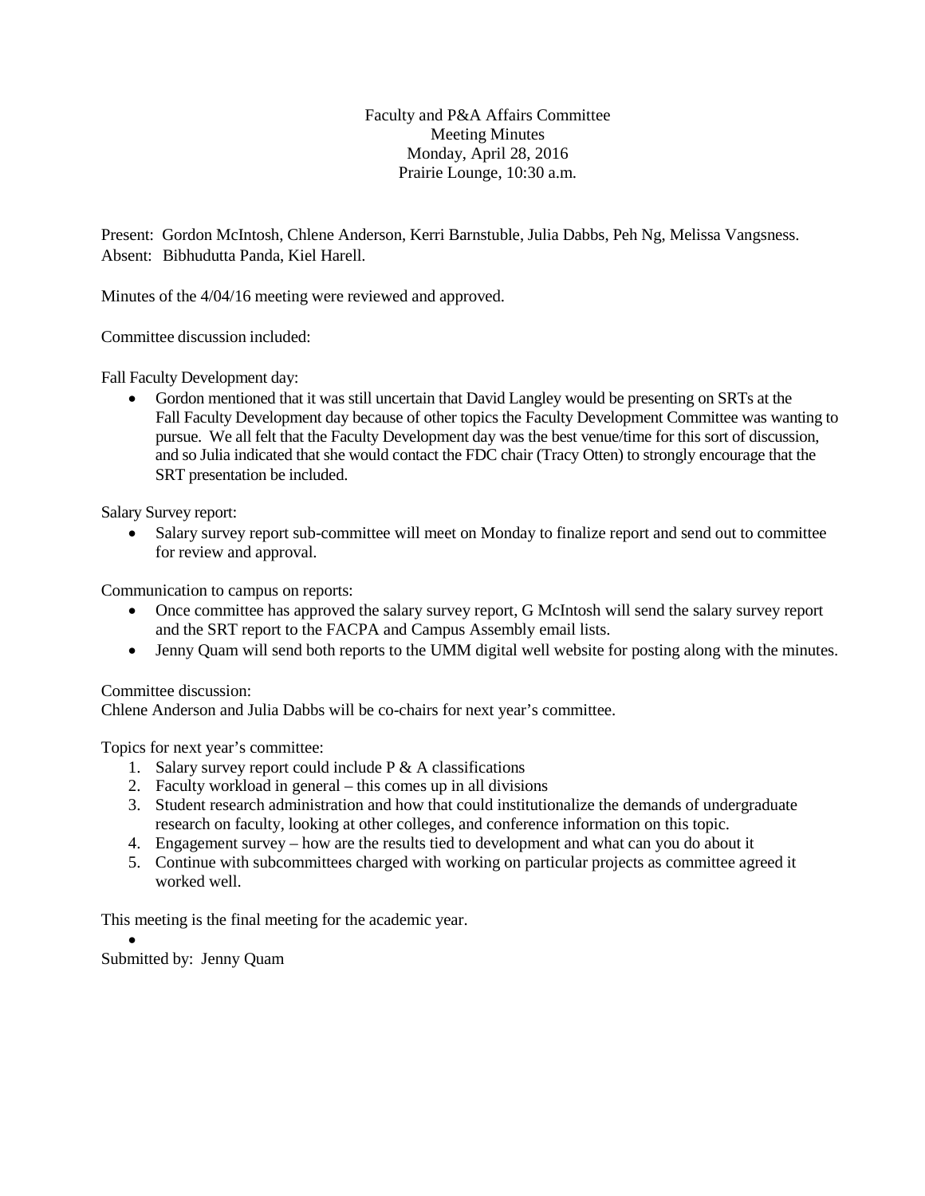Faculty and P&A Affairs Committee
Meeting Minutes
Monday, April 28, 2016
Prairie Lounge, 10:30 a.m.

Present: Gordon McIntosh, Chlene Anderson, Kerri Barnstuble, Julia Dabbs, Peh Ng, Melissa Vangsness.
Absent: Bibhudutta Panda, Kiel Harell.

Minutes of the 4/04/16 meeting were reviewed and approved.

Committee discussion included:

Fall Faculty Development day:

- Gordon mentioned that it was still uncertain that David Langley would be presenting on SRTs at the Fall Faculty Development day because of other topics the Faculty Development Committee was wanting to pursue. We all felt that the Faculty Development day was the best venue/time for this sort of discussion, and so Julia indicated that she would contact the FDC chair (Tracy Otten) to strongly encourage that the SRT presentation be included.

Salary Survey report:

- Salary survey report sub-committee will meet on Monday to finalize report and send out to committee for review and approval.

Communication to campus on reports:

- Once committee has approved the salary survey report, G McIntosh will send the salary survey report and the SRT report to the FACPA and Campus Assembly email lists.
- Jenny Quam will send both reports to the UMM digital well website for posting along with the minutes.

Committee discussion:
Chlene Anderson and Julia Dabbs will be co-chairs for next year's committee.

Topics for next year's committee:

1. Salary survey report could include P & A classifications
2. Faculty workload in general – this comes up in all divisions
3. Student research administration and how that could institutionalize the demands of undergraduate research on faculty, looking at other colleges, and conference information on this topic.
4. Engagement survey – how are the results tied to development and what can you do about it
5. Continue with subcommittees charged with working on particular projects as committee agreed it worked well.

This meeting is the final meeting for the academic year.

Submitted by: Jenny Quam